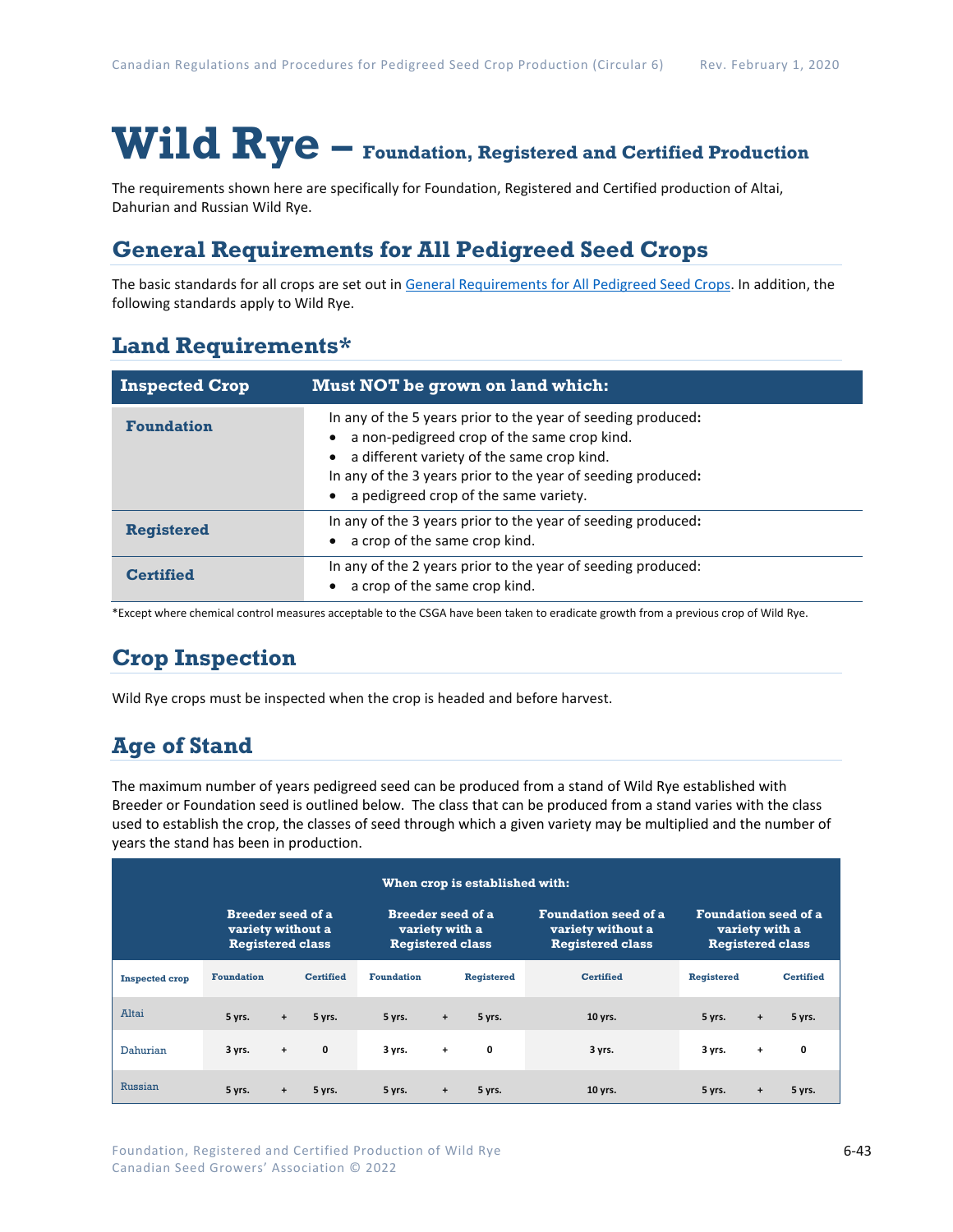# Wild Rye – Foundation, Registered and Certified Production

The requirements shown here are specifically for Foundation, Registered and Certified production of Altai, Dahurian and Russian Wild Rye.

## General Requirements for All Pedigreed Seed Crops

The basic standards for all crops are set out in General Requirements for All Pedigreed Seed Crops. In addition, the following standards apply to Wild Rye.

## Land Requirements*

| Inspected Crop | Must NOT be grown on land which: |
|---|---|
| **Foundation** | In any of the 5 years prior to the year of seeding produced**:**<br>• a non-pedigreed crop of the same crop kind.<br>• a different variety of the same crop kind.<br>In any of the 3 years prior to the year of seeding produced**:**<br>• a pedigreed crop of the same variety. |
| **Registered** | In any of the 3 years prior to the year of seeding produced**:**<br>• a crop of the same crop kind. |
| **Certified** | In any of the 2 years prior to the year of seeding produced:<br>• a crop of the same crop kind. |

*Except where chemical control measures acceptable to the CSGA have been taken to eradicate growth from a previous crop of Wild Rye.

## Crop Inspection

Wild Rye crops must be inspected when the crop is headed and before harvest.

## Age of Stand

The maximum number of years pedigreed seed can be produced from a stand of Wild Rye established with Breeder or Foundation seed is outlined below. The class that can be produced from a stand varies with the class used to establish the crop, the classes of seed through which a given variety may be multiplied and the number of years the stand has been in production.

| | When crop is established with: | | | | | | | | | |
|---|---|---|---|---|---|---|---|---|---|---|
| | Breeder seed of a variety without a Registered class | | | Breeder seed of a variety with a Registered class | | | Foundation seed of a variety without a Registered class | Foundation seed of a variety with a Registered class | | |
| **Inspected crop** | **Foundation** | | **Certified** | **Foundation** | | **Registered** | **Certified** | **Registered** | | **Certified** |
| Altai | 5 yrs. | + | 5 yrs. | 5 yrs. | + | 5 yrs. | 10 yrs. | 5 yrs. | + | 5 yrs. |
| Dahurian | 3 yrs. | + | 0 | 3 yrs. | + | 0 | 3 yrs. | 3 yrs. | + | 0 |
| Russian | 5 yrs. | + | 5 yrs. | 5 yrs. | + | 5 yrs. | 10 yrs. | 5 yrs. | + | 5 yrs. |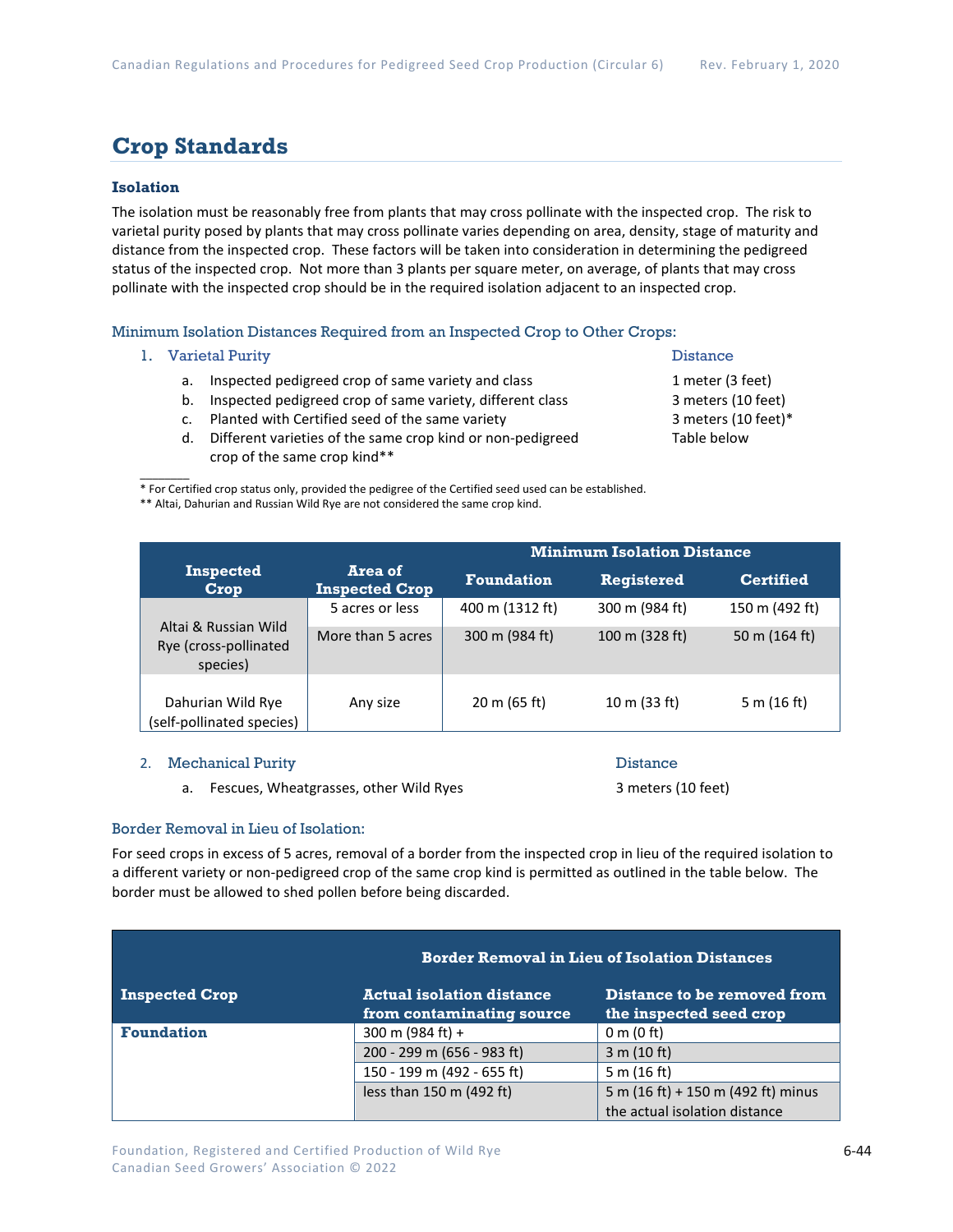## Crop Standards

### Isolation

The isolation must be reasonably free from plants that may cross pollinate with the inspected crop. The risk to varietal purity posed by plants that may cross pollinate varies depending on area, density, stage of maturity and distance from the inspected crop. These factors will be taken into consideration in determining the pedigreed status of the inspected crop. Not more than 3 plants per square meter, on average, of plants that may cross pollinate with the inspected crop should be in the required isolation adjacent to an inspected crop.

#### Minimum Isolation Distances Required from an Inspected Crop to Other Crops:

1. Varietal Purity — Distance
   a. Inspected pedigreed crop of same variety and class — 1 meter (3 feet)
   b. Inspected pedigreed crop of same variety, different class — 3 meters (10 feet)
   c. Planted with Certified seed of the same variety — 3 meters (10 feet)*
   d. Different varieties of the same crop kind or non-pedigreed crop of the same crop kind** — Table below

\* For Certified crop status only, provided the pedigree of the Certified seed used can be established.
\** Altai, Dahurian and Russian Wild Rye are not considered the same crop kind.

| Inspected Crop | Area of Inspected Crop | Minimum Isolation Distance | | |
|---|---|---|---|---|
| | | Foundation | Registered | Certified |
| Altai & Russian Wild Rye (cross-pollinated species) | 5 acres or less | 400 m (1312 ft) | 300 m (984 ft) | 150 m (492 ft) |
| | More than 5 acres | 300 m (984 ft) | 100 m (328 ft) | 50 m (164 ft) |
| Dahurian Wild Rye (self-pollinated species) | Any size | 20 m (65 ft) | 10 m (33 ft) | 5 m (16 ft) |

2. Mechanical Purity — Distance
   a. Fescues, Wheatgrasses, other Wild Ryes — 3 meters (10 feet)

#### Border Removal in Lieu of Isolation:

For seed crops in excess of 5 acres, removal of a border from the inspected crop in lieu of the required isolation to a different variety or non-pedigreed crop of the same crop kind is permitted as outlined in the table below. The border must be allowed to shed pollen before being discarded.

| Inspected Crop | Border Removal in Lieu of Isolation Distances | |
|---|---|---|
| | Actual isolation distance from contaminating source | Distance to be removed from the inspected seed crop |
| **Foundation** | 300 m (984 ft) + | 0 m (0 ft) |
| | 200 - 299 m (656 - 983 ft) | 3 m (10 ft) |
| | 150 - 199 m (492 - 655 ft) | 5 m (16 ft) |
| | less than 150 m (492 ft) | 5 m (16 ft) + 150 m (492 ft) minus the actual isolation distance |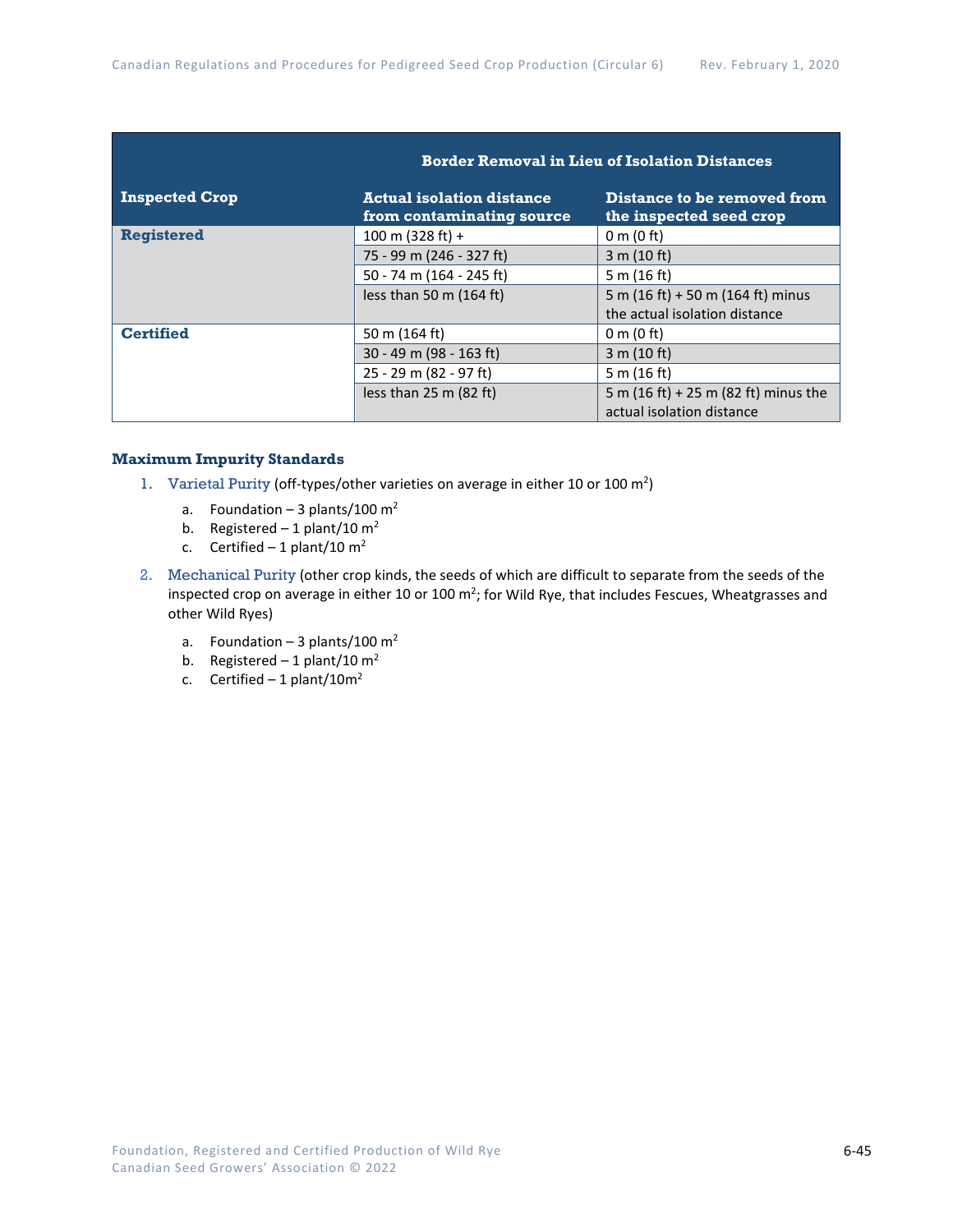| Inspected Crop | Border Removal in Lieu of Isolation Distances | |
|---|---|---|
| | **Actual isolation distance from contaminating source** | **Distance to be removed from the inspected seed crop** |
| **Registered** | 100 m (328 ft) + | 0 m (0 ft) |
| | 75 - 99 m (246 - 327 ft) | 3 m (10 ft) |
| | 50 - 74 m (164 - 245 ft) | 5 m (16 ft) |
| | less than 50 m (164 ft) | 5 m (16 ft) + 50 m (164 ft) minus the actual isolation distance |
| **Certified** | 50 m (164 ft) | 0 m (0 ft) |
| | 30 - 49 m (98 - 163 ft) | 3 m (10 ft) |
| | 25 - 29 m (82 - 97 ft) | 5 m (16 ft) |
| | less than 25 m (82 ft) | 5 m (16 ft) + 25 m (82 ft) minus the actual isolation distance |

### Maximum Impurity Standards

1. Varietal Purity (off-types/other varieties on average in either 10 or 100 $m^2$)
   a. Foundation – 3 plants/100 $m^2$
   b. Registered – 1 plant/10 $m^2$
   c. Certified – 1 plant/10 $m^2$
2. Mechanical Purity (other crop kinds, the seeds of which are difficult to separate from the seeds of the inspected crop on average in either 10 or 100 $m^2$; for Wild Rye, that includes Fescues, Wheatgrasses and other Wild Ryes)
   a. Foundation – 3 plants/100 $m^2$
   b. Registered – 1 plant/10 $m^2$
   c. Certified – 1 plant/10$m^2$